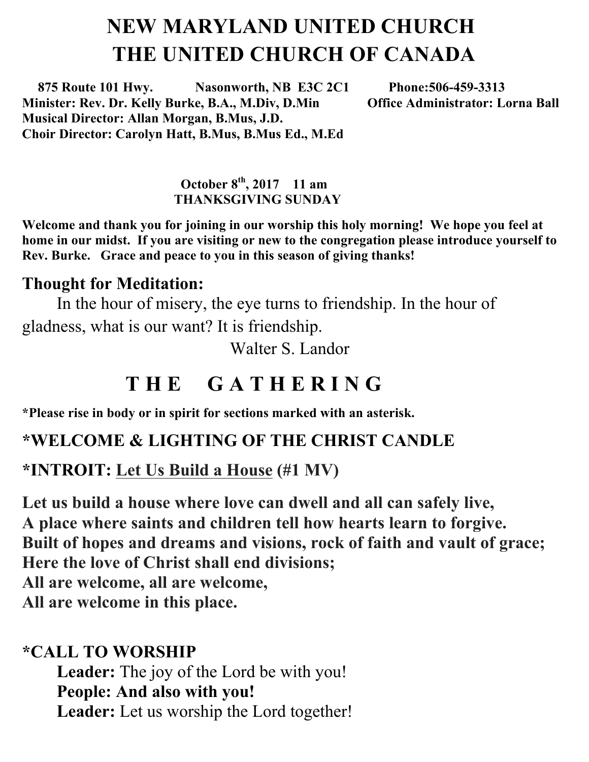# NEW MARYLAND UNITED CHURCH
# THE UNITED CHURCH OF CANADA

**875 Route 101 Hwy. Nasonworth, NB E3C 2C1 Phone:506-459-3313**
**Minister: Rev. Dr. Kelly Burke, B.A., M.Div, D.Min Office Administrator: Lorna Ball**
**Musical Director: Allan Morgan, B.Mus, J.D.**
**Choir Director: Carolyn Hatt, B.Mus, B.Mus Ed., M.Ed**

**October 8th, 2017 11 am**
**THANKSGIVING SUNDAY**

**Welcome and thank you for joining in our worship this holy morning! We hope you feel at home in our midst. If you are visiting or new to the congregation please introduce yourself to Rev. Burke. Grace and peace to you in this season of giving thanks!**

### Thought for Meditation:

In the hour of misery, the eye turns to friendship. In the hour of gladness, what is our want? It is friendship.

Walter S. Landor

## T H E G A T H E R I N G

**\*Please rise in body or in spirit for sections marked with an asterisk.**

### *WELCOME & LIGHTING OF THE CHRIST CANDLE

### *INTROIT: Let Us Build a House (#1 MV)

**Let us build a house where love can dwell and all can safely live,**
**A place where saints and children tell how hearts learn to forgive.**
**Built of hopes and dreams and visions, rock of faith and vault of grace;**
**Here the love of Christ shall end divisions;**
**All are welcome, all are welcome,**
**All are welcome in this place.**

### *CALL TO WORSHIP

**Leader:** The joy of the Lord be with you!
**People: And also with you!**
**Leader:** Let us worship the Lord together!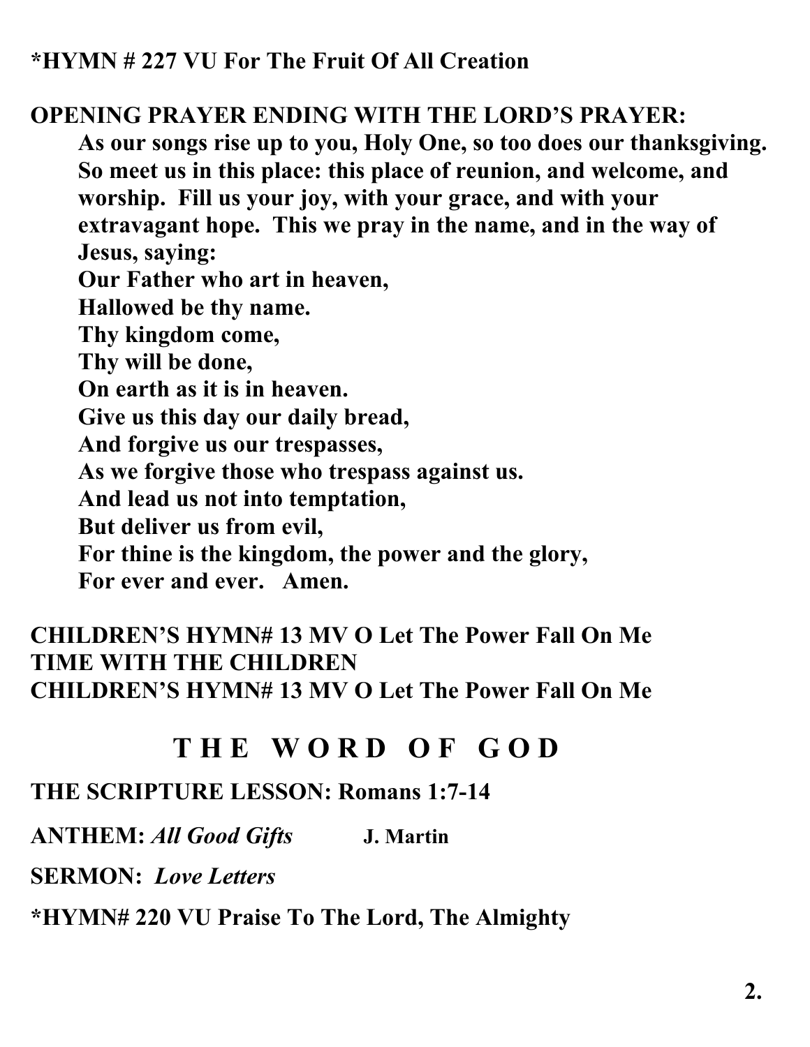**\*HYMN # 227 VU For The Fruit Of All Creation**

**OPENING PRAYER ENDING WITH THE LORD'S PRAYER:**

**As our songs rise up to you, Holy One, so too does our thanksgiving. So meet us in this place: this place of reunion, and welcome, and worship. Fill us your joy, with your grace, and with your extravagant hope. This we pray in the name, and in the way of Jesus, saying:**

**Our Father who art in heaven,**
**Hallowed be thy name.**
**Thy kingdom come,**
**Thy will be done,**
**On earth as it is in heaven.**
**Give us this day our daily bread,**
**And forgive us our trespasses,**
**As we forgive those who trespass against us.**
**And lead us not into temptation,**
**But deliver us from evil,**
**For thine is the kingdom, the power and the glory,**
**For ever and ever. Amen.**

**CHILDREN'S HYMN# 13 MV O Let The Power Fall On Me**
**TIME WITH THE CHILDREN**
**CHILDREN'S HYMN# 13 MV O Let The Power Fall On Me**

## THE WORD OF GOD

**THE SCRIPTURE LESSON: Romans 1:7-14**

**ANTHEM:** ***All Good Gifts*** **J. Martin**

**SERMON:** ***Love Letters***

**\*HYMN# 220 VU Praise To The Lord, The Almighty**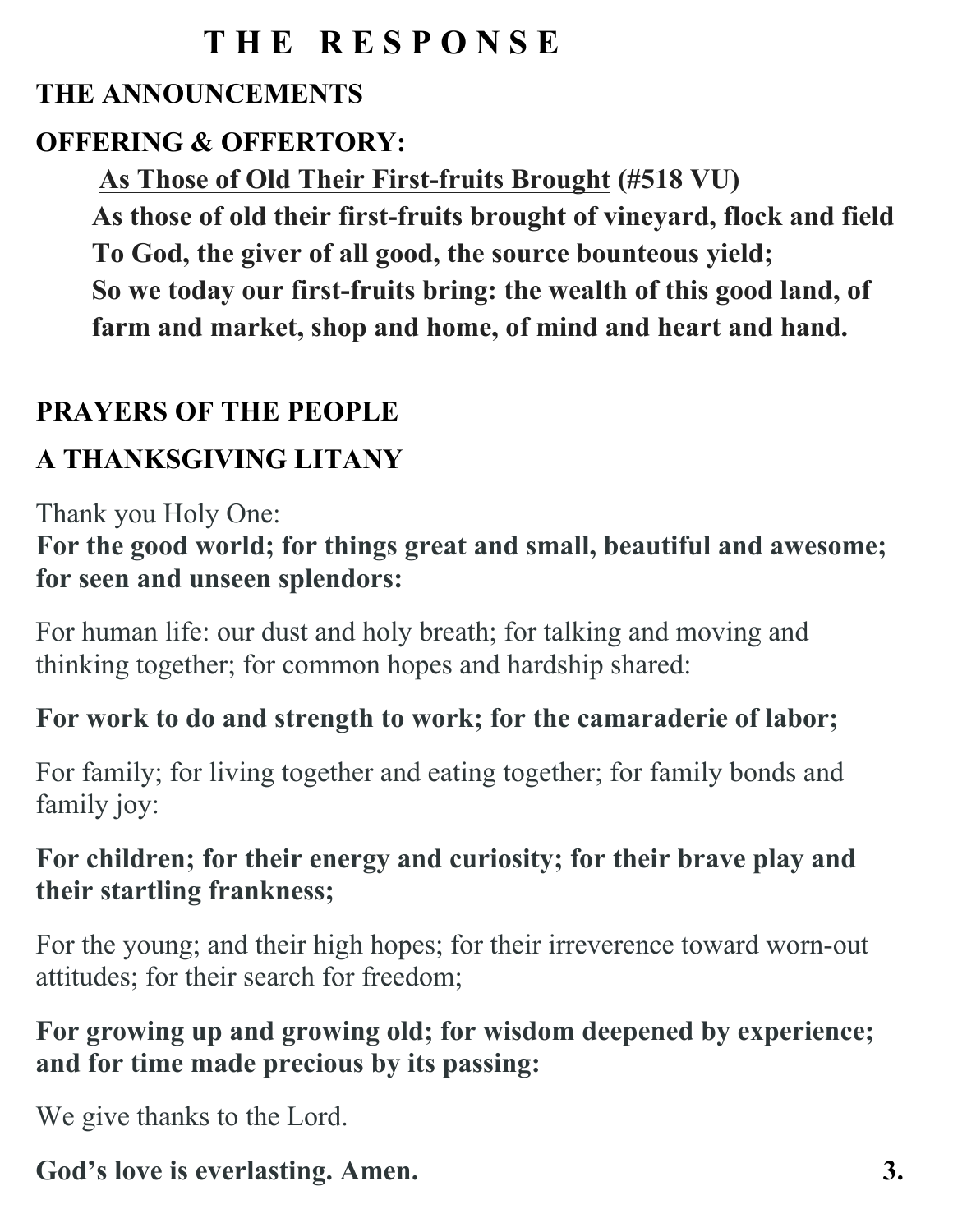# T H E   R E S P O N S E

**THE ANNOUNCEMENTS**

**OFFERING & OFFERTORY:**

**As Those of Old Their First-fruits Brought (#518 VU)**

**As those of old their first-fruits brought of vineyard, flock and field**
**To God, the giver of all good, the source bounteous yield;**
**So we today our first-fruits bring: the wealth of this good land, of farm and market, shop and home, of mind and heart and hand.**

**PRAYERS OF THE PEOPLE**

**A THANKSGIVING LITANY**

Thank you Holy One:
**For the good world; for things great and small, beautiful and awesome; for seen and unseen splendors:**

For human life: our dust and holy breath; for talking and moving and thinking together; for common hopes and hardship shared:

**For work to do and strength to work; for the camaraderie of labor;**

For family; for living together and eating together; for family bonds and family joy:

**For children; for their energy and curiosity; for their brave play and their startling frankness;**

For the young; and their high hopes; for their irreverence toward worn-out attitudes; for their search for freedom;

**For growing up and growing old; for wisdom deepened by experience; and for time made precious by its passing:**

We give thanks to the Lord.

**God's love is everlasting. Amen.**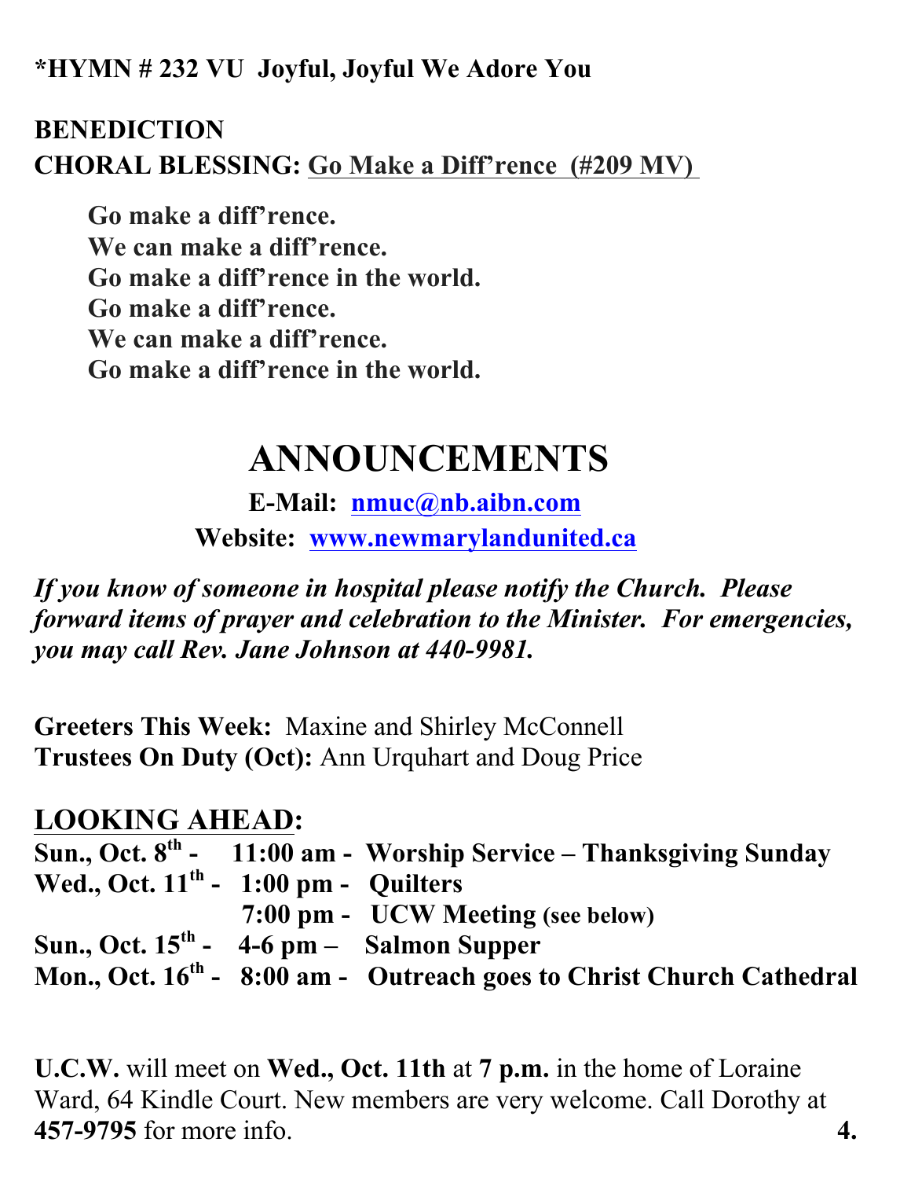**\*HYMN # 232 VU Joyful, Joyful We Adore You**

**BENEDICTION**

**CHORAL BLESSING:** **Go Make a Diff'rence (#209 MV)**

> **Go make a diff'rence.**
> **We can make a diff'rence.**
> **Go make a diff'rence in the world.**
> **Go make a diff'rence.**
> **We can make a diff'rence.**
> **Go make a diff'rence in the world.**

# ANNOUNCEMENTS

**E-Mail: nmuc@nb.aibn.com**

**Website: www.newmarylandunited.ca**

***If you know of someone in hospital please notify the Church. Please forward items of prayer and celebration to the Minister. For emergencies, you may call Rev. Jane Johnson at 440-9981.***

**Greeters This Week:** Maxine and Shirley McConnell
**Trustees On Duty (Oct):** Ann Urquhart and Doug Price

## LOOKING AHEAD:

| | | |
|---|---|---|
| **Sun., Oct. 8th -** | **11:00 am -** | **Worship Service – Thanksgiving Sunday** |
| **Wed., Oct. 11th -** | **1:00 pm -** | **Quilters** |
| | **7:00 pm -** | **UCW Meeting (see below)** |
| **Sun., Oct. 15th -** | **4-6 pm –** | **Salmon Supper** |
| **Mon., Oct. 16th -** | **8:00 am -** | **Outreach goes to Christ Church Cathedral** |

**U.C.W.** will meet on **Wed., Oct. 11th** at **7 p.m.** in the home of Loraine Ward, 64 Kindle Court. New members are very welcome. Call Dorothy at **457-9795** for more info.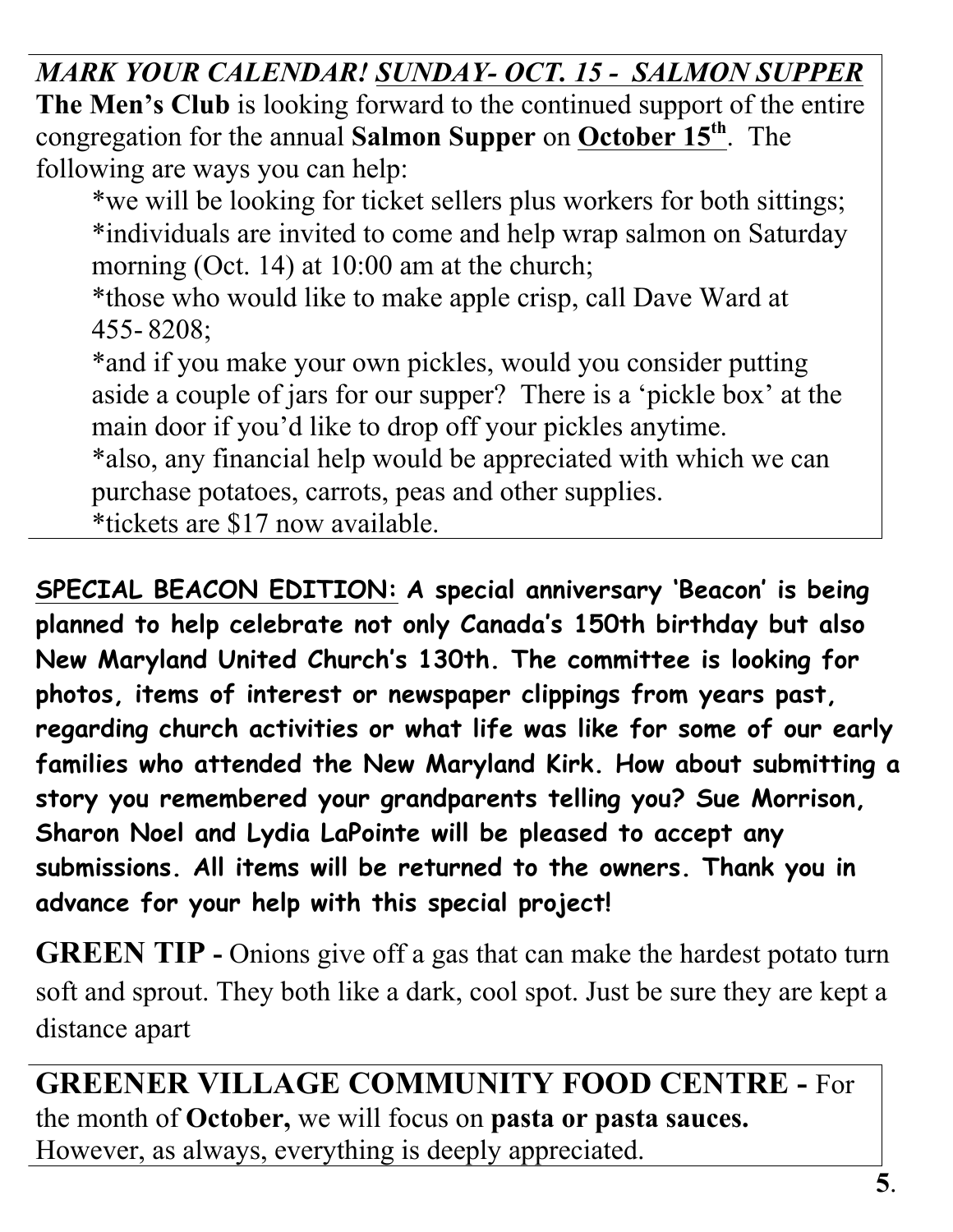***MARK YOUR CALENDAR!*** ***SUNDAY- OCT. 15 - SALMON SUPPER***

**The Men's Club** is looking forward to the continued support of the entire congregation for the annual **Salmon Supper** on **October 15th**. The following are ways you can help:

*we will be looking for ticket sellers plus workers for both sittings;
*individuals are invited to come and help wrap salmon on Saturday morning (Oct. 14) at 10:00 am at the church;
*those who would like to make apple crisp, call Dave Ward at 455- 8208;
*and if you make your own pickles, would you consider putting aside a couple of jars for our supper? There is a 'pickle box' at the main door if you'd like to drop off your pickles anytime.
*also, any financial help would be appreciated with which we can purchase potatoes, carrots, peas and other supplies.
*tickets are $17 now available.

**SPECIAL BEACON EDITION: A special anniversary 'Beacon' is being planned to help celebrate not only Canada's 150th birthday but also New Maryland United Church's 130th. The committee is looking for photos, items of interest or newspaper clippings from years past, regarding church activities or what life was like for some of our early families who attended the New Maryland Kirk. How about submitting a story you remembered your grandparents telling you? Sue Morrison, Sharon Noel and Lydia LaPointe will be pleased to accept any submissions. All items will be returned to the owners. Thank you in advance for your help with this special project!**

**GREEN TIP -** Onions give off a gas that can make the hardest potato turn soft and sprout. They both like a dark, cool spot. Just be sure they are kept a distance apart

**GREENER VILLAGE COMMUNITY FOOD CENTRE -** For the month of **October,** we will focus on **pasta or pasta sauces.** However, as always, everything is deeply appreciated.